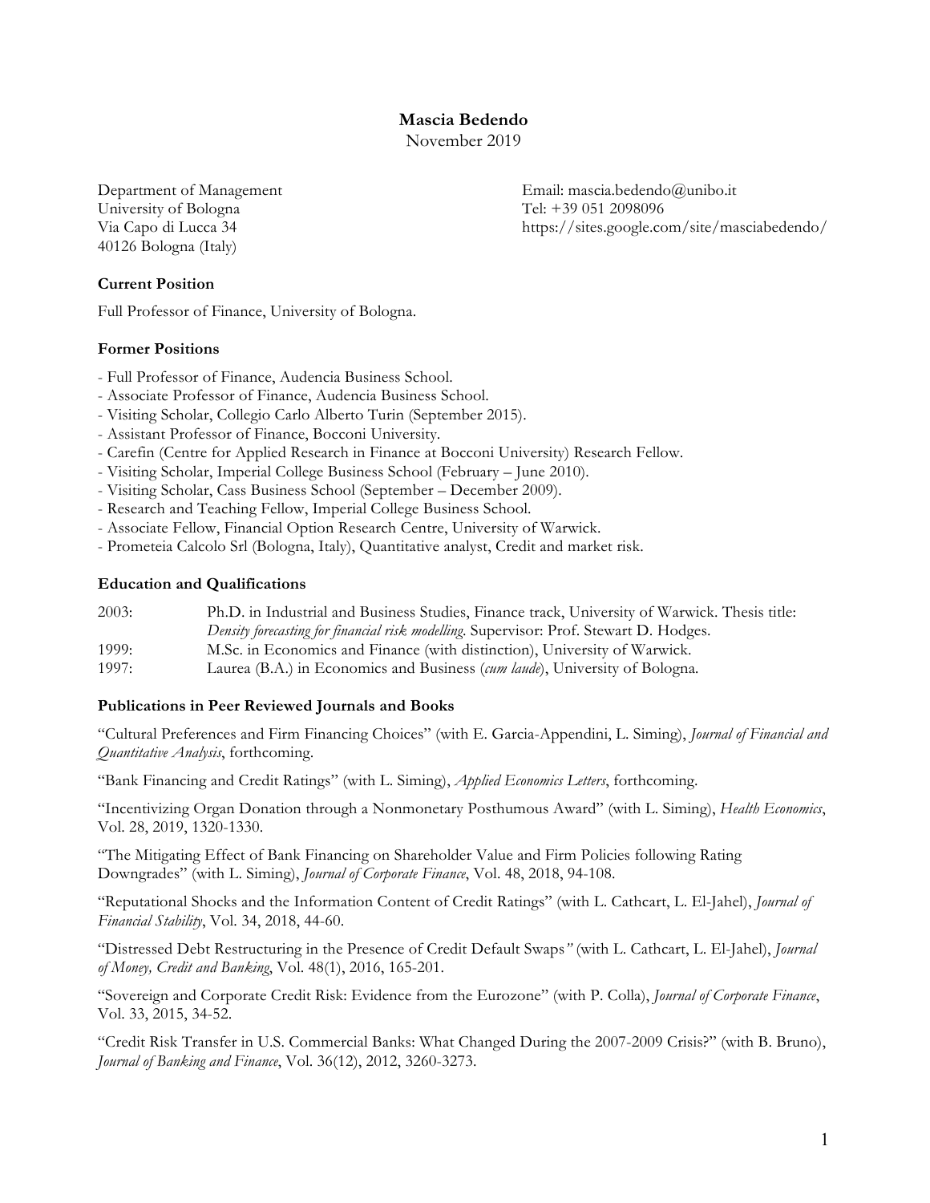# Mascia Bedendo

November 2019

Department of Management
University of Bologna
Via Capo di Lucca 34
40126 Bologna (Italy)

Email: mascia.bedendo@unibo.it
Tel: +39 051 2098096
https://sites.google.com/site/masciabedendo/

## Current Position

Full Professor of Finance, University of Bologna.

## Former Positions

- Full Professor of Finance, Audencia Business School.
- Associate Professor of Finance, Audencia Business School.
- Visiting Scholar, Collegio Carlo Alberto Turin (September 2015).
- Assistant Professor of Finance, Bocconi University.
- Carefin (Centre for Applied Research in Finance at Bocconi University) Research Fellow.
- Visiting Scholar, Imperial College Business School (February – June 2010).
- Visiting Scholar, Cass Business School (September – December 2009).
- Research and Teaching Fellow, Imperial College Business School.
- Associate Fellow, Financial Option Research Centre, University of Warwick.
- Prometeia Calcolo Srl (Bologna, Italy), Quantitative analyst, Credit and market risk.

## Education and Qualifications

2003: Ph.D. in Industrial and Business Studies, Finance track, University of Warwick. Thesis title: *Density forecasting for financial risk modelling*. Supervisor: Prof. Stewart D. Hodges.

1999: M.Sc. in Economics and Finance (with distinction), University of Warwick.

1997: Laurea (B.A.) in Economics and Business (*cum laude*), University of Bologna.

## Publications in Peer Reviewed Journals and Books

"Cultural Preferences and Firm Financing Choices" (with E. Garcia-Appendini, L. Siming), *Journal of Financial and Quantitative Analysis*, forthcoming.

"Bank Financing and Credit Ratings" (with L. Siming), *Applied Economics Letters*, forthcoming.

"Incentivizing Organ Donation through a Nonmonetary Posthumous Award" (with L. Siming), *Health Economics*, Vol. 28, 2019, 1320-1330.

"The Mitigating Effect of Bank Financing on Shareholder Value and Firm Policies following Rating Downgrades" (with L. Siming), *Journal of Corporate Finance*, Vol. 48, 2018, 94-108.

"Reputational Shocks and the Information Content of Credit Ratings" (with L. Cathcart, L. El-Jahel), *Journal of Financial Stability*, Vol. 34, 2018, 44-60.

"Distressed Debt Restructuring in the Presence of Credit Default Swaps" (with L. Cathcart, L. El-Jahel), *Journal of Money, Credit and Banking*, Vol. 48(1), 2016, 165-201.

"Sovereign and Corporate Credit Risk: Evidence from the Eurozone" (with P. Colla), *Journal of Corporate Finance*, Vol. 33, 2015, 34-52.

"Credit Risk Transfer in U.S. Commercial Banks: What Changed During the 2007-2009 Crisis?" (with B. Bruno), *Journal of Banking and Finance*, Vol. 36(12), 2012, 3260-3273.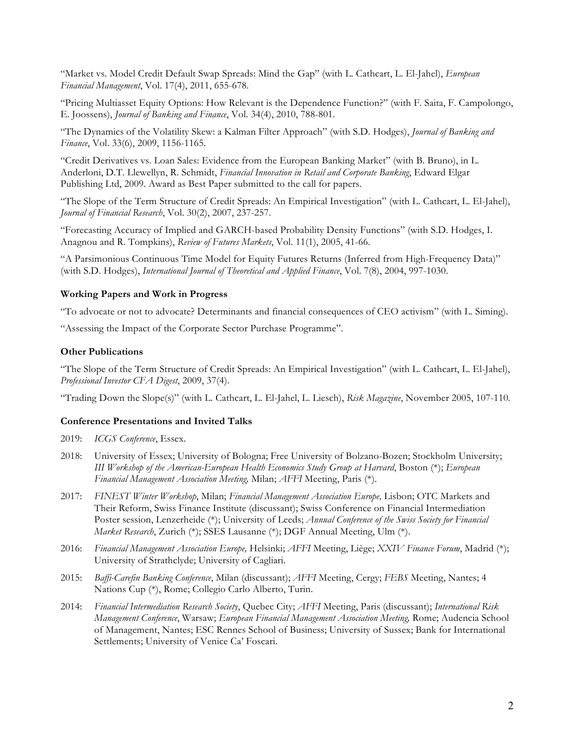"Market vs. Model Credit Default Swap Spreads: Mind the Gap" (with L. Cathcart, L. El-Jahel), *European Financial Management*, Vol. 17(4), 2011, 655-678.

"Pricing Multiasset Equity Options: How Relevant is the Dependence Function?" (with F. Saita, F. Campolongo, E. Joossens), *Journal of Banking and Finance*, Vol. 34(4), 2010, 788-801.

"The Dynamics of the Volatility Skew: a Kalman Filter Approach" (with S.D. Hodges), *Journal of Banking and Finance*, Vol. 33(6), 2009, 1156-1165.

"Credit Derivatives vs. Loan Sales: Evidence from the European Banking Market" (with B. Bruno), in L. Anderloni, D.T. Llewellyn, R. Schmidt, *Financial Innovation in Retail and Corporate Banking*, Edward Elgar Publishing Ltd, 2009. Award as Best Paper submitted to the call for papers.

"The Slope of the Term Structure of Credit Spreads: An Empirical Investigation" (with L. Cathcart, L. El-Jahel), *Journal of Financial Research*, Vol. 30(2), 2007, 237-257.

"Forecasting Accuracy of Implied and GARCH-based Probability Density Functions" (with S.D. Hodges, I. Anagnou and R. Tompkins), *Review of Futures Markets*, Vol. 11(1), 2005, 41-66.

"A Parsimonious Continuous Time Model for Equity Futures Returns (Inferred from High-Frequency Data)" (with S.D. Hodges), *International Journal of Theoretical and Applied Finance*, Vol. 7(8), 2004, 997-1030.

### Working Papers and Work in Progress

"To advocate or not to advocate? Determinants and financial consequences of CEO activism" (with L. Siming).

"Assessing the Impact of the Corporate Sector Purchase Programme".

### Other Publications

"The Slope of the Term Structure of Credit Spreads: An Empirical Investigation" (with L. Cathcart, L. El-Jahel), *Professional Investor CFA Digest*, 2009, 37(4).

"Trading Down the Slope(s)" (with L. Cathcart, L. El-Jahel, L. Liesch), *Risk Magazine*, November 2005, 107-110.

### Conference Presentations and Invited Talks

2019: *ICGS Conference*, Essex.

2018: University of Essex; University of Bologna; Free University of Bolzano-Bozen; Stockholm University; *III Workshop of the American-European Health Economics Study Group at Harvard*, Boston (*); *European Financial Management Association Meeting,* Milan; *AFFI* Meeting, Paris (*).

2017: *FINEST Winter Workshop*, Milan; *Financial Management Association Europe,* Lisbon; OTC Markets and Their Reform, Swiss Finance Institute (discussant); Swiss Conference on Financial Intermediation Poster session, Lenzerheide (*); University of Leeds; *Annual Conference of the Swiss Society for Financial Market Research*, Zurich (*); SSES Lausanne (*); DGF Annual Meeting, Ulm (*).

2016: *Financial Management Association Europe,* Helsinki; *AFFI* Meeting, Liège; *XXIV Finance Forum*, Madrid (*); University of Strathclyde; University of Cagliari.

2015: *Baffi-Carefin Banking Conference*, Milan (discussant); *AFFI* Meeting, Cergy; *FEBS* Meeting, Nantes; 4 Nations Cup (*), Rome; Collegio Carlo Alberto, Turin.

2014: *Financial Intermediation Research Society*, Quebec City; *AFFI* Meeting, Paris (discussant); *International Risk Management Conference*, Warsaw; *European Financial Management Association Meeting,* Rome; Audencia School of Management, Nantes; ESC Rennes School of Business; University of Sussex; Bank for International Settlements; University of Venice Ca' Foscari.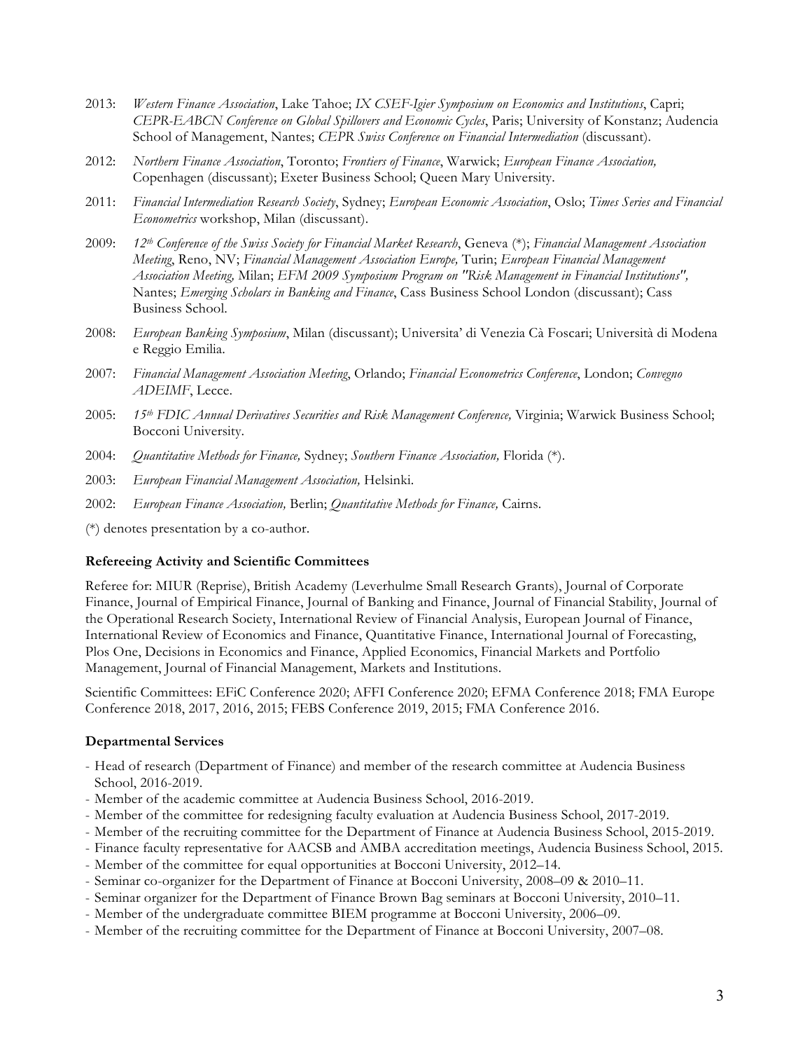2013: *Western Finance Association*, Lake Tahoe; *IX CSEF-Igier Symposium on Economics and Institutions*, Capri; *CEPR-EABCN Conference on Global Spillovers and Economic Cycles*, Paris; University of Konstanz; Audencia School of Management, Nantes; *CEPR Swiss Conference on Financial Intermediation* (discussant).

2012: *Northern Finance Association*, Toronto; *Frontiers of Finance*, Warwick; *European Finance Association,* Copenhagen (discussant); Exeter Business School; Queen Mary University.

2011: *Financial Intermediation Research Society*, Sydney; *European Economic Association*, Oslo; *Times Series and Financial Econometrics* workshop, Milan (discussant).

2009: *12th Conference of the Swiss Society for Financial Market Research*, Geneva (*); *Financial Management Association Meeting*, Reno, NV; *Financial Management Association Europe,* Turin; *European Financial Management Association Meeting,* Milan; *EFM 2009 Symposium Program on "Risk Management in Financial Institutions",* Nantes; *Emerging Scholars in Banking and Finance*, Cass Business School London (discussant); Cass Business School.

2008: *European Banking Symposium*, Milan (discussant); Universita' di Venezia Cà Foscari; Università di Modena e Reggio Emilia.

2007: *Financial Management Association Meeting*, Orlando; *Financial Econometrics Conference*, London; *Convegno ADEIMF*, Lecce.

2005: *15th FDIC Annual Derivatives Securities and Risk Management Conference,* Virginia; Warwick Business School; Bocconi University.

2004: *Quantitative Methods for Finance,* Sydney; *Southern Finance Association,* Florida (*).

2003: *European Financial Management Association,* Helsinki.

2002: *European Finance Association,* Berlin; *Quantitative Methods for Finance,* Cairns.

(*) denotes presentation by a co-author.

**Refereeing Activity and Scientific Committees**

Referee for: MIUR (Reprise), British Academy (Leverhulme Small Research Grants), Journal of Corporate Finance, Journal of Empirical Finance, Journal of Banking and Finance, Journal of Financial Stability, Journal of the Operational Research Society, International Review of Financial Analysis, European Journal of Finance, International Review of Economics and Finance, Quantitative Finance, International Journal of Forecasting, Plos One, Decisions in Economics and Finance, Applied Economics, Financial Markets and Portfolio Management, Journal of Financial Management, Markets and Institutions.

Scientific Committees: EFiC Conference 2020; AFFI Conference 2020; EFMA Conference 2018; FMA Europe Conference 2018, 2017, 2016, 2015; FEBS Conference 2019, 2015; FMA Conference 2016.

**Departmental Services**

- Head of research (Department of Finance) and member of the research committee at Audencia Business School, 2016-2019.
- Member of the academic committee at Audencia Business School, 2016-2019.
- Member of the committee for redesigning faculty evaluation at Audencia Business School, 2017-2019.
- Member of the recruiting committee for the Department of Finance at Audencia Business School, 2015-2019.
- Finance faculty representative for AACSB and AMBA accreditation meetings, Audencia Business School, 2015.
- Member of the committee for equal opportunities at Bocconi University, 2012–14.
- Seminar co-organizer for the Department of Finance at Bocconi University, 2008–09 & 2010–11.
- Seminar organizer for the Department of Finance Brown Bag seminars at Bocconi University, 2010–11.
- Member of the undergraduate committee BIEM programme at Bocconi University, 2006–09.
- Member of the recruiting committee for the Department of Finance at Bocconi University, 2007–08.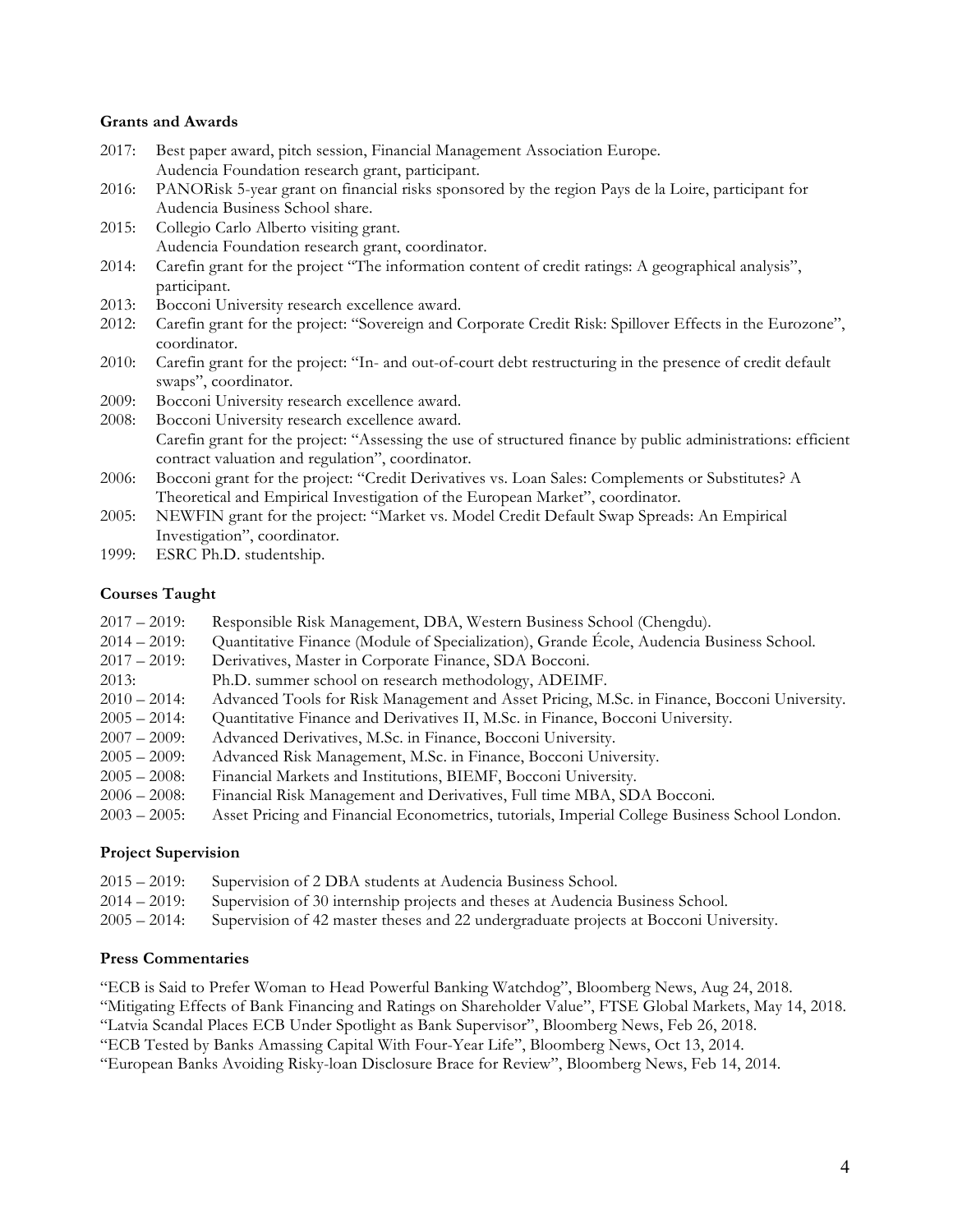**Grants and Awards**

2017: Best paper award, pitch session, Financial Management Association Europe.
Audencia Foundation research grant, participant.

2016: PANORisk 5-year grant on financial risks sponsored by the region Pays de la Loire, participant for Audencia Business School share.

2015: Collegio Carlo Alberto visiting grant.
Audencia Foundation research grant, coordinator.

2014: Carefin grant for the project "The information content of credit ratings: A geographical analysis", participant.

2013: Bocconi University research excellence award.

2012: Carefin grant for the project: "Sovereign and Corporate Credit Risk: Spillover Effects in the Eurozone", coordinator.

2010: Carefin grant for the project: "In- and out-of-court debt restructuring in the presence of credit default swaps", coordinator.

2009: Bocconi University research excellence award.

2008: Bocconi University research excellence award.
Carefin grant for the project: "Assessing the use of structured finance by public administrations: efficient contract valuation and regulation", coordinator.

2006: Bocconi grant for the project: "Credit Derivatives vs. Loan Sales: Complements or Substitutes? A Theoretical and Empirical Investigation of the European Market", coordinator.

2005: NEWFIN grant for the project: "Market vs. Model Credit Default Swap Spreads: An Empirical Investigation", coordinator.

1999: ESRC Ph.D. studentship.

**Courses Taught**

2017 – 2019: Responsible Risk Management, DBA, Western Business School (Chengdu).
2014 – 2019: Quantitative Finance (Module of Specialization), Grande École, Audencia Business School.
2017 – 2019: Derivatives, Master in Corporate Finance, SDA Bocconi.
2013: Ph.D. summer school on research methodology, ADEIMF.
2010 – 2014: Advanced Tools for Risk Management and Asset Pricing, M.Sc. in Finance, Bocconi University.
2005 – 2014: Quantitative Finance and Derivatives II, M.Sc. in Finance, Bocconi University.
2007 – 2009: Advanced Derivatives, M.Sc. in Finance, Bocconi University.
2005 – 2009: Advanced Risk Management, M.Sc. in Finance, Bocconi University.
2005 – 2008: Financial Markets and Institutions, BIEMF, Bocconi University.
2006 – 2008: Financial Risk Management and Derivatives, Full time MBA, SDA Bocconi.
2003 – 2005: Asset Pricing and Financial Econometrics, tutorials, Imperial College Business School London.

**Project Supervision**

2015 – 2019: Supervision of 2 DBA students at Audencia Business School.
2014 – 2019: Supervision of 30 internship projects and theses at Audencia Business School.
2005 – 2014: Supervision of 42 master theses and 22 undergraduate projects at Bocconi University.

**Press Commentaries**

"ECB is Said to Prefer Woman to Head Powerful Banking Watchdog", Bloomberg News, Aug 24, 2018.
"Mitigating Effects of Bank Financing and Ratings on Shareholder Value", FTSE Global Markets, May 14, 2018.
"Latvia Scandal Places ECB Under Spotlight as Bank Supervisor", Bloomberg News, Feb 26, 2018.
"ECB Tested by Banks Amassing Capital With Four-Year Life", Bloomberg News, Oct 13, 2014.
"European Banks Avoiding Risky-loan Disclosure Brace for Review", Bloomberg News, Feb 14, 2014.